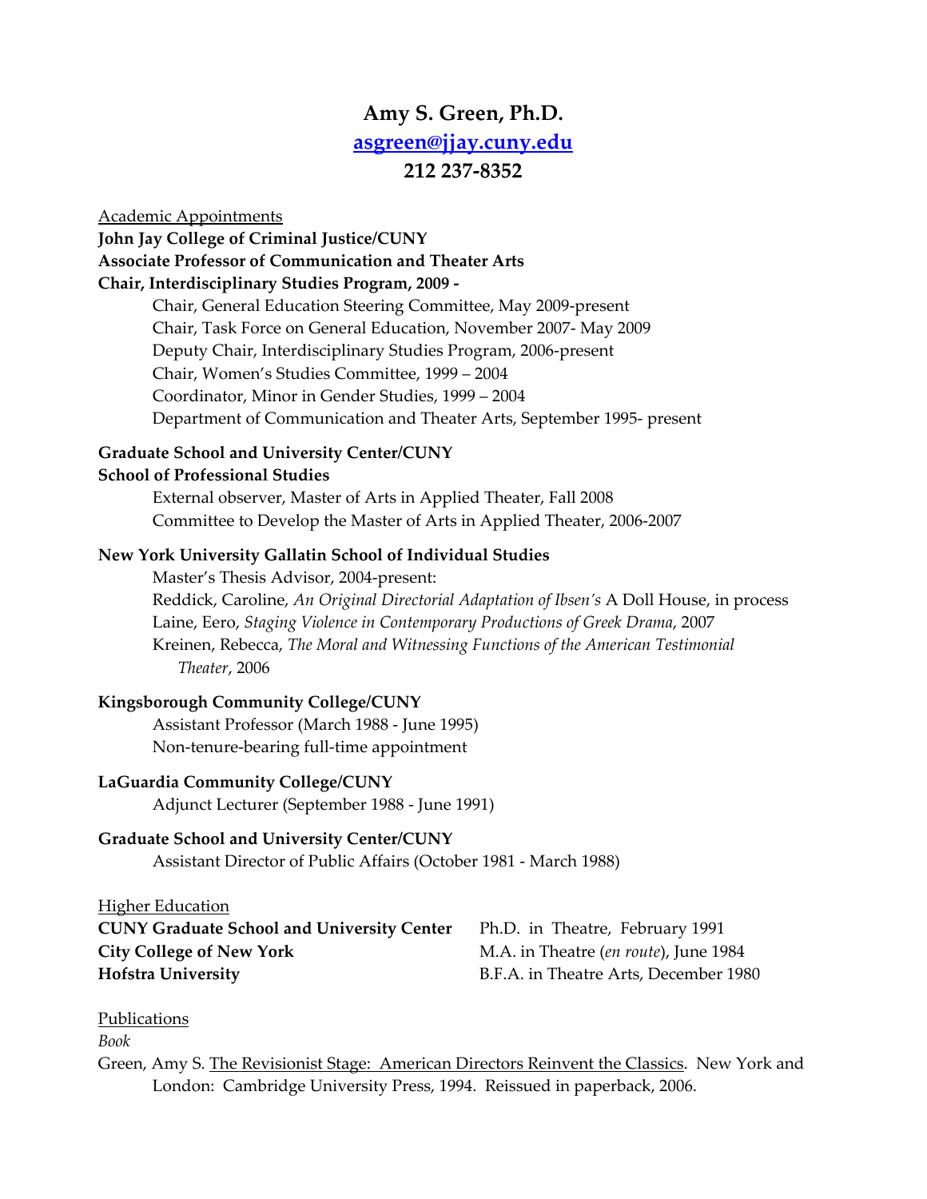# Amy S. Green, Ph.D.

**asgreen@jjay.cuny.edu**

**212 237-8352**

Academic Appointments

**John Jay College of Criminal Justice/CUNY**
**Associate Professor of Communication and Theater Arts**
**Chair, Interdisciplinary Studies Program, 2009 -**

Chair, General Education Steering Committee, May 2009-present
Chair, Task Force on General Education, November 2007- May 2009
Deputy Chair, Interdisciplinary Studies Program, 2006-present
Chair, Women's Studies Committee, 1999 – 2004
Coordinator, Minor in Gender Studies, 1999 – 2004
Department of Communication and Theater Arts, September 1995- present

**Graduate School and University Center/CUNY**
**School of Professional Studies**

External observer, Master of Arts in Applied Theater, Fall 2008
Committee to Develop the Master of Arts in Applied Theater, 2006-2007

**New York University Gallatin School of Individual Studies**

Master's Thesis Advisor, 2004-present:
Reddick, Caroline, *An Original Directorial Adaptation of Ibsen's* A Doll House, in process
Laine, Eero, *Staging Violence in Contemporary Productions of Greek Drama*, 2007
Kreinen, Rebecca, *The Moral and Witnessing Functions of the American Testimonial Theater*, 2006

**Kingsborough Community College/CUNY**

Assistant Professor (March 1988 - June 1995)
Non-tenure-bearing full-time appointment

**LaGuardia Community College/CUNY**

Adjunct Lecturer (September 1988 - June 1991)

**Graduate School and University Center/CUNY**

Assistant Director of Public Affairs (October 1981 - March 1988)

Higher Education

**CUNY Graduate School and University Center** Ph.D. in Theatre, February 1991
**City College of New York** M.A. in Theatre (*en route*), June 1984
**Hofstra University** B.F.A. in Theatre Arts, December 1980

Publications

*Book*

Green, Amy S. The Revisionist Stage: American Directors Reinvent the Classics. New York and London: Cambridge University Press, 1994. Reissued in paperback, 2006.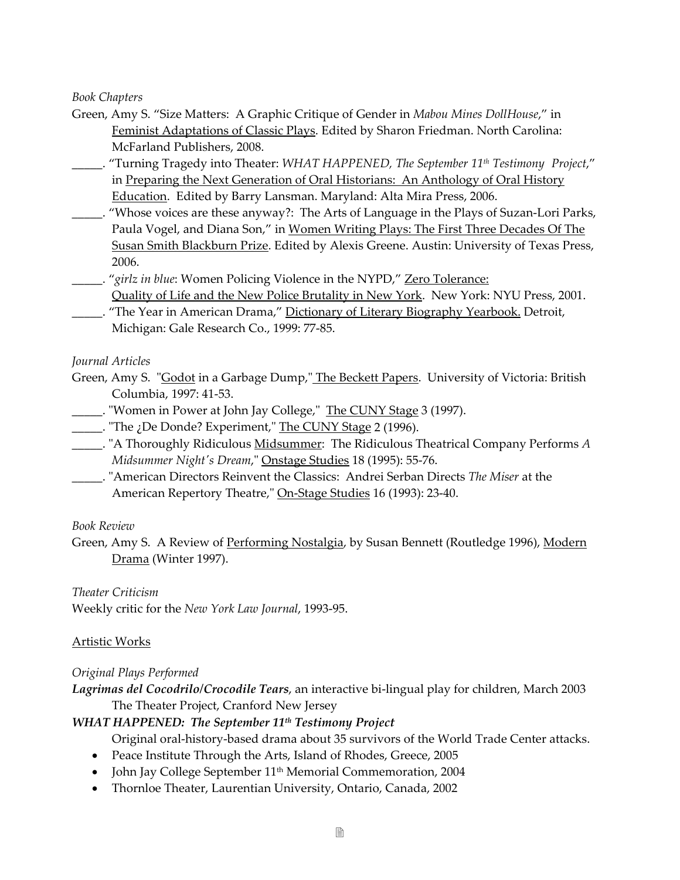*Book Chapters*

Green, Amy S. "Size Matters: A Graphic Critique of Gender in *Mabou Mines DollHouse*," in Feminist Adaptations of Classic Plays. Edited by Sharon Friedman. North Carolina: McFarland Publishers, 2008.

_____. "Turning Tragedy into Theater: *WHAT HAPPENED, The September 11th Testimony Project*," in Preparing the Next Generation of Oral Historians: An Anthology of Oral History Education. Edited by Barry Lansman. Maryland: Alta Mira Press, 2006.

_____. "Whose voices are these anyway?: The Arts of Language in the Plays of Suzan-Lori Parks, Paula Vogel, and Diana Son," in Women Writing Plays: The First Three Decades Of The Susan Smith Blackburn Prize. Edited by Alexis Greene. Austin: University of Texas Press, 2006.

_____. "*girlz in blue*: Women Policing Violence in the NYPD," Zero Tolerance: Quality of Life and the New Police Brutality in New York. New York: NYU Press, 2001.

_____. "The Year in American Drama," Dictionary of Literary Biography Yearbook. Detroit, Michigan: Gale Research Co., 1999: 77-85.

*Journal Articles*

Green, Amy S. "Godot in a Garbage Dump," The Beckett Papers. University of Victoria: British Columbia, 1997: 41-53.

_____. "Women in Power at John Jay College," The CUNY Stage 3 (1997).

_____. "The ¿De Donde? Experiment," The CUNY Stage 2 (1996).

_____. "A Thoroughly Ridiculous Midsummer: The Ridiculous Theatrical Company Performs *A Midsummer Night's Dream*," Onstage Studies 18 (1995): 55-76.

_____. "American Directors Reinvent the Classics: Andrei Serban Directs *The Miser* at the American Repertory Theatre," On-Stage Studies 16 (1993): 23-40.

*Book Review*

Green, Amy S. A Review of Performing Nostalgia, by Susan Bennett (Routledge 1996), Modern Drama (Winter 1997).

*Theater Criticism*

Weekly critic for the *New York Law Journal*, 1993-95.

Artistic Works

*Original Plays Performed*

***Lagrimas del Cocodrilo/Crocodile Tears***, an interactive bi-lingual play for children, March 2003
The Theater Project, Cranford New Jersey

***WHAT HAPPENED: The September 11th Testimony Project***

Original oral-history-based drama about 35 survivors of the World Trade Center attacks.

- Peace Institute Through the Arts, Island of Rhodes, Greece, 2005
- John Jay College September 11th Memorial Commemoration, 2004
- Thornloe Theater, Laurentian University, Ontario, Canada, 2002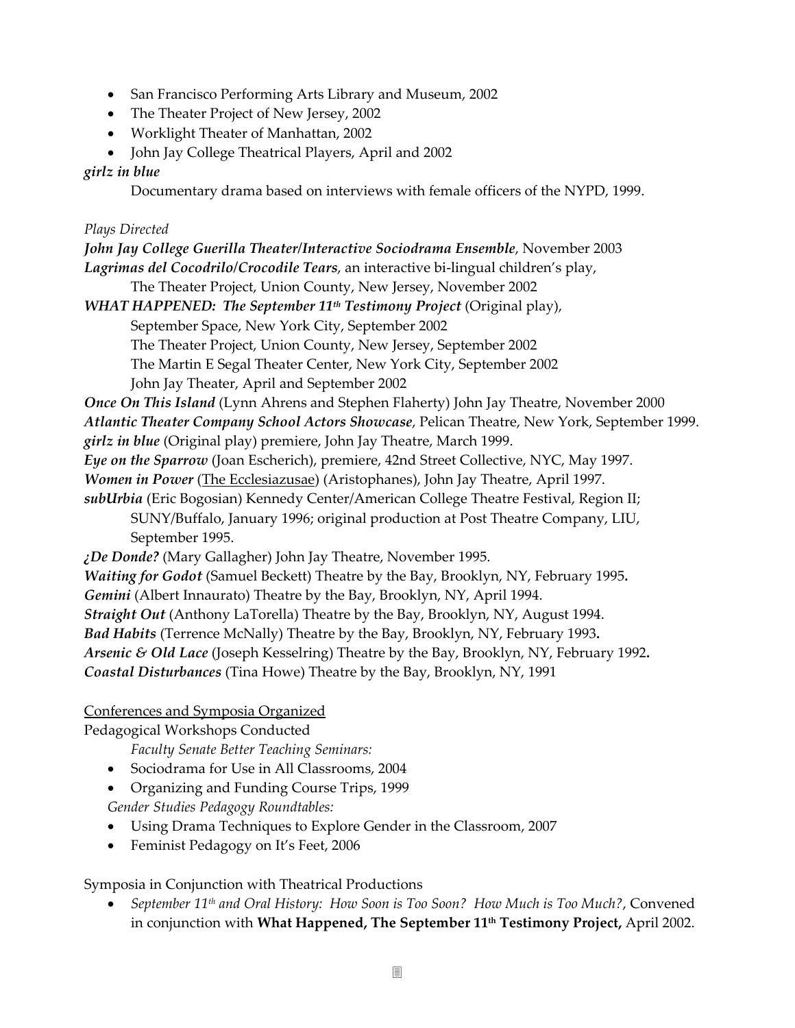- San Francisco Performing Arts Library and Museum, 2002
- The Theater Project of New Jersey, 2002
- Worklight Theater of Manhattan, 2002
- John Jay College Theatrical Players, April and 2002

***girlz in blue***

Documentary drama based on interviews with female officers of the NYPD, 1999.

*Plays Directed*

***John Jay College Guerilla Theater/Interactive Sociodrama Ensemble***, November 2003

***Lagrimas del Cocodrilo/Crocodile Tears***, an interactive bi-lingual children's play,
The Theater Project, Union County, New Jersey, November 2002

***WHAT HAPPENED: The September 11th Testimony Project*** (Original play),
September Space, New York City, September 2002
The Theater Project, Union County, New Jersey, September 2002
The Martin E Segal Theater Center, New York City, September 2002
John Jay Theater, April and September 2002

***Once On This Island*** (Lynn Ahrens and Stephen Flaherty) John Jay Theatre, November 2000

***Atlantic Theater Company School Actors Showcase***, Pelican Theatre, New York, September 1999.

***girlz in blue*** (Original play) premiere, John Jay Theatre, March 1999.

***Eye on the Sparrow*** (Joan Escherich), premiere, 42nd Street Collective, NYC, May 1997.

***Women in Power*** (The Ecclesiazusae) (Aristophanes), John Jay Theatre, April 1997.

***subUrbia*** (Eric Bogosian) Kennedy Center/American College Theatre Festival, Region II; SUNY/Buffalo, January 1996; original production at Post Theatre Company, LIU, September 1995.

***¿De Donde?*** (Mary Gallagher) John Jay Theatre, November 1995.

***Waiting for Godot*** (Samuel Beckett) Theatre by the Bay, Brooklyn, NY, February 1995.

***Gemini*** (Albert Innaurato) Theatre by the Bay, Brooklyn, NY, April 1994.

***Straight Out*** (Anthony LaTorella) Theatre by the Bay, Brooklyn, NY, August 1994.

***Bad Habits*** (Terrence McNally) Theatre by the Bay, Brooklyn, NY, February 1993.

***Arsenic & Old Lace*** (Joseph Kesselring) Theatre by the Bay, Brooklyn, NY, February 1992.

***Coastal Disturbances*** (Tina Howe) Theatre by the Bay, Brooklyn, NY, 1991

Conferences and Symposia Organized

Pedagogical Workshops Conducted

*Faculty Senate Better Teaching Seminars:*

- Sociodrama for Use in All Classrooms, 2004
- Organizing and Funding Course Trips, 1999

*Gender Studies Pedagogy Roundtables:*

- Using Drama Techniques to Explore Gender in the Classroom, 2007
- Feminist Pedagogy on It's Feet, 2006

Symposia in Conjunction with Theatrical Productions

- *September 11th and Oral History: How Soon is Too Soon? How Much is Too Much?*, Convened in conjunction with **What Happened, The September 11th Testimony Project,** April 2002.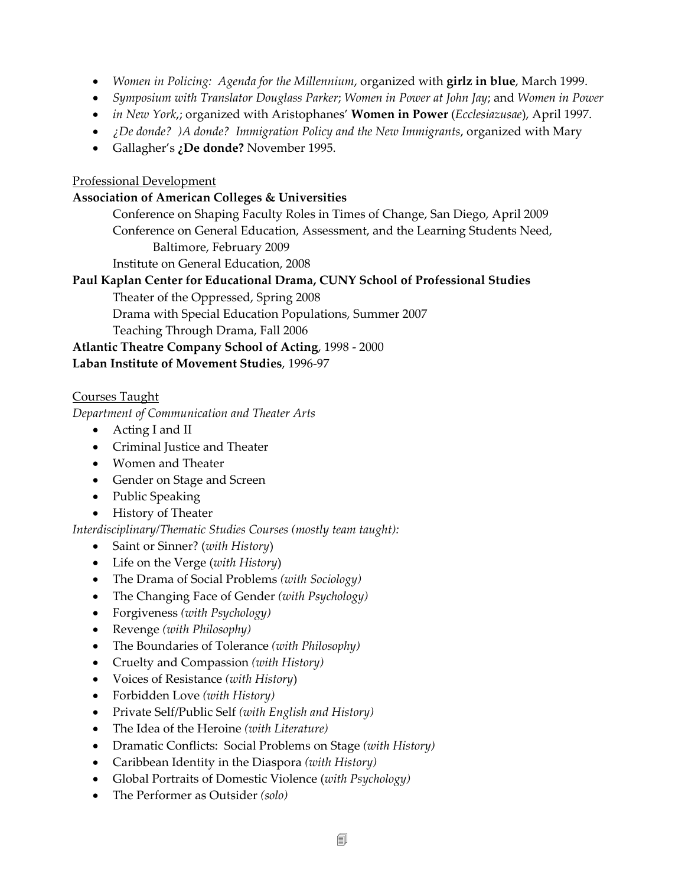- *Women in Policing: Agenda for the Millennium*, organized with **girlz in blue**, March 1999.
- *Symposium with Translator Douglass Parker*; *Women in Power at John Jay*; and *Women in Power*
- *in New York*,; organized with Aristophanes' **Women in Power** (*Ecclesiazusae*), April 1997.
- *¿De donde? )A donde? Immigration Policy and the New Immigrants*, organized with Mary
- Gallagher's **¿De donde?** November 1995.

Professional Development

**Association of American Colleges & Universities**

Conference on Shaping Faculty Roles in Times of Change, San Diego, April 2009
Conference on General Education, Assessment, and the Learning Students Need, Baltimore, February 2009
Institute on General Education, 2008

**Paul Kaplan Center for Educational Drama, CUNY School of Professional Studies**

Theater of the Oppressed, Spring 2008
Drama with Special Education Populations, Summer 2007
Teaching Through Drama, Fall 2006

**Atlantic Theatre Company School of Acting**, 1998 - 2000
**Laban Institute of Movement Studies**, 1996-97

Courses Taught

*Department of Communication and Theater Arts*

- Acting I and II
- Criminal Justice and Theater
- Women and Theater
- Gender on Stage and Screen
- Public Speaking
- History of Theater

*Interdisciplinary/Thematic Studies Courses (mostly team taught):*

- Saint or Sinner? (*with History*)
- Life on the Verge (*with History*)
- The Drama of Social Problems *(with Sociology)*
- The Changing Face of Gender *(with Psychology)*
- Forgiveness *(with Psychology)*
- Revenge *(with Philosophy)*
- The Boundaries of Tolerance *(with Philosophy)*
- Cruelty and Compassion *(with History)*
- Voices of Resistance *(with History*)
- Forbidden Love *(with History)*
- Private Self/Public Self *(with English and History)*
- The Idea of the Heroine *(with Literature)*
- Dramatic Conflicts: Social Problems on Stage *(with History)*
- Caribbean Identity in the Diaspora *(with History)*
- Global Portraits of Domestic Violence (*with Psychology)*
- The Performer as Outsider *(solo)*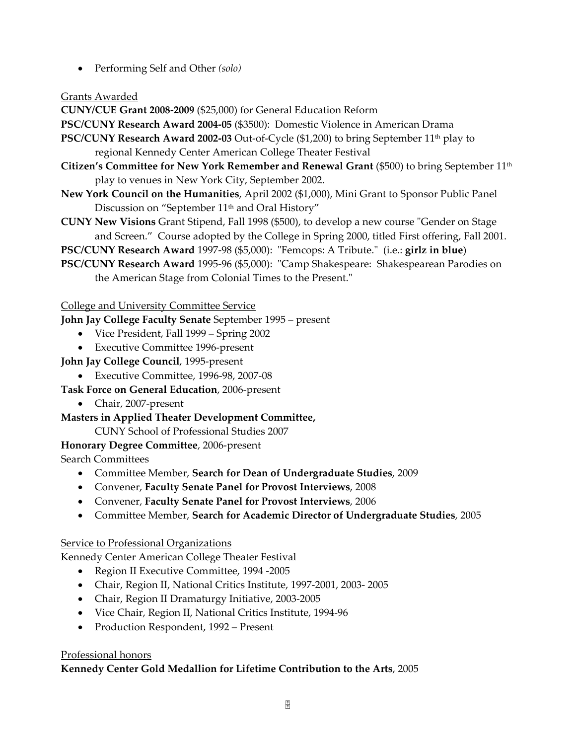- Performing Self and Other *(solo)*

## Grants Awarded

**CUNY/CUE Grant 2008-2009** ($25,000) for General Education Reform

**PSC/CUNY Research Award 2004-05** ($3500): Domestic Violence in American Drama

**PSC/CUNY Research Award 2002-03** Out-of-Cycle ($1,200) to bring September 11th play to regional Kennedy Center American College Theater Festival

**Citizen's Committee for New York Remember and Renewal Grant** ($500) to bring September 11th play to venues in New York City, September 2002.

**New York Council on the Humanities**, April 2002 ($1,000), Mini Grant to Sponsor Public Panel Discussion on "September 11th and Oral History"

**CUNY New Visions** Grant Stipend, Fall 1998 ($500), to develop a new course "Gender on Stage and Screen." Course adopted by the College in Spring 2000, titled First offering, Fall 2001.

**PSC/CUNY Research Award** 1997-98 ($5,000): "Femcops: A Tribute." (i.e.: **girlz in blue**)

**PSC/CUNY Research Award** 1995-96 ($5,000): "Camp Shakespeare: Shakespearean Parodies on the American Stage from Colonial Times to the Present."

## College and University Committee Service

**John Jay College Faculty Senate** September 1995 – present

- Vice President, Fall 1999 – Spring 2002
- Executive Committee 1996-present

**John Jay College Council**, 1995-present

- Executive Committee, 1996-98, 2007-08

**Task Force on General Education**, 2006-present

- Chair, 2007-present

**Masters in Applied Theater Development Committee,**
CUNY School of Professional Studies 2007

**Honorary Degree Committee**, 2006-present

Search Committees

- Committee Member, **Search for Dean of Undergraduate Studies**, 2009
- Convener, **Faculty Senate Panel for Provost Interviews**, 2008
- Convener, **Faculty Senate Panel for Provost Interviews**, 2006
- Committee Member, **Search for Academic Director of Undergraduate Studies**, 2005

## Service to Professional Organizations

Kennedy Center American College Theater Festival

- Region II Executive Committee, 1994 -2005
- Chair, Region II, National Critics Institute, 1997-2001, 2003- 2005
- Chair, Region II Dramaturgy Initiative, 2003-2005
- Vice Chair, Region II, National Critics Institute, 1994-96
- Production Respondent, 1992 – Present

## Professional honors

**Kennedy Center Gold Medallion for Lifetime Contribution to the Arts**, 2005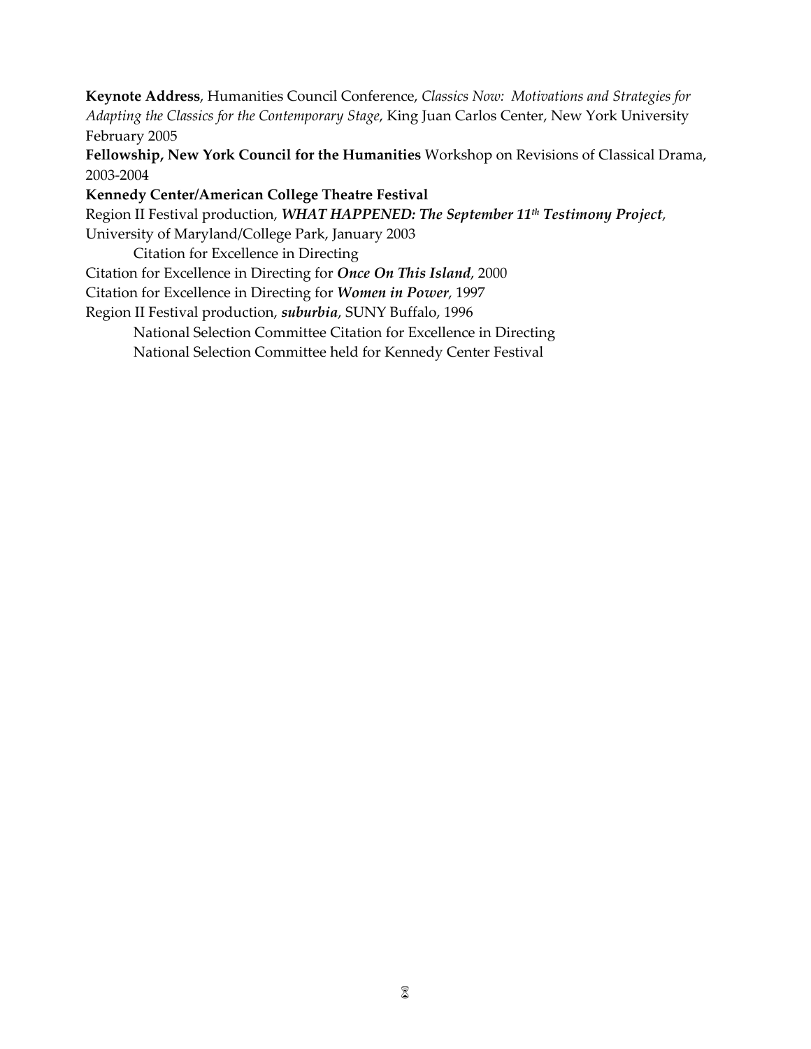**Keynote Address**, Humanities Council Conference, *Classics Now: Motivations and Strategies for Adapting the Classics for the Contemporary Stage*, King Juan Carlos Center, New York University February 2005

**Fellowship, New York Council for the Humanities** Workshop on Revisions of Classical Drama, 2003-2004

**Kennedy Center/American College Theatre Festival**

Region II Festival production, ***WHAT HAPPENED: The September 11th Testimony Project***, University of Maryland/College Park, January 2003

Citation for Excellence in Directing

Citation for Excellence in Directing for ***Once On This Island***, 2000

Citation for Excellence in Directing for ***Women in Power***, 1997

Region II Festival production, ***suburbia***, SUNY Buffalo, 1996

National Selection Committee Citation for Excellence in Directing

National Selection Committee held for Kennedy Center Festival